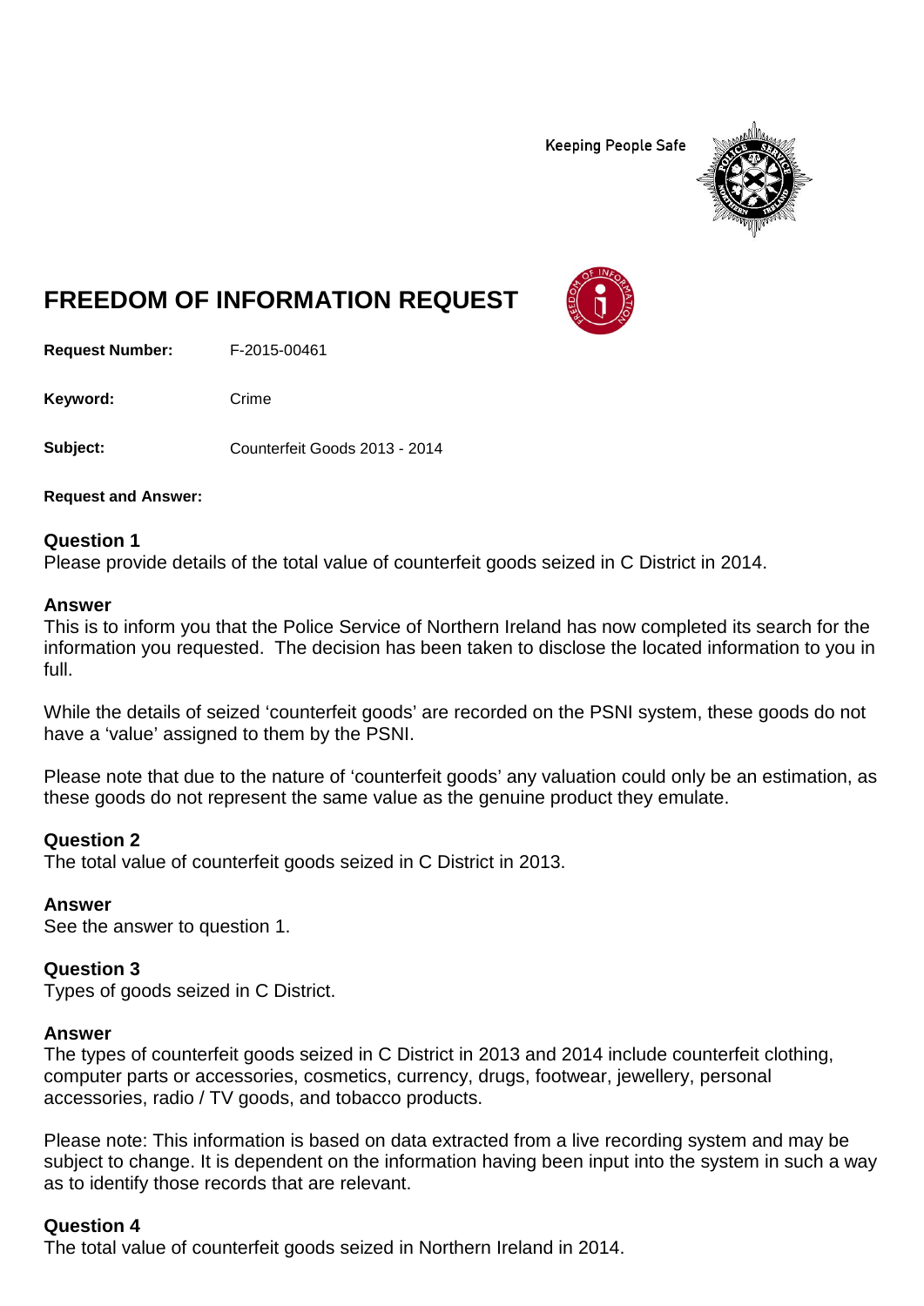Keeping People Safe

# FREEDOM OF INFORMATION REQUEST

**Request Number:** F-2015-00461

**Keyword:** Crime

**Subject:** Counterfeit Goods 2013 - 2014

**Request and Answer:**

### Question 1

Please provide details of the total value of counterfeit goods seized in C District in 2014.

### Answer

This is to inform you that the Police Service of Northern Ireland has now completed its search for the information you requested. The decision has been taken to disclose the located information to you in full.

While the details of seized 'counterfeit goods' are recorded on the PSNI system, these goods do not have a 'value' assigned to them by the PSNI.

Please note that due to the nature of 'counterfeit goods' any valuation could only be an estimation, as these goods do not represent the same value as the genuine product they emulate.

### Question 2

The total value of counterfeit goods seized in C District in 2013.

### Answer

See the answer to question 1.

### Question 3

Types of goods seized in C District.

### Answer

The types of counterfeit goods seized in C District in 2013 and 2014 include counterfeit clothing, computer parts or accessories, cosmetics, currency, drugs, footwear, jewellery, personal accessories, radio / TV goods, and tobacco products.

Please note: This information is based on data extracted from a live recording system and may be subject to change. It is dependent on the information having been input into the system in such a way as to identify those records that are relevant.

### Question 4

The total value of counterfeit goods seized in Northern Ireland in 2014.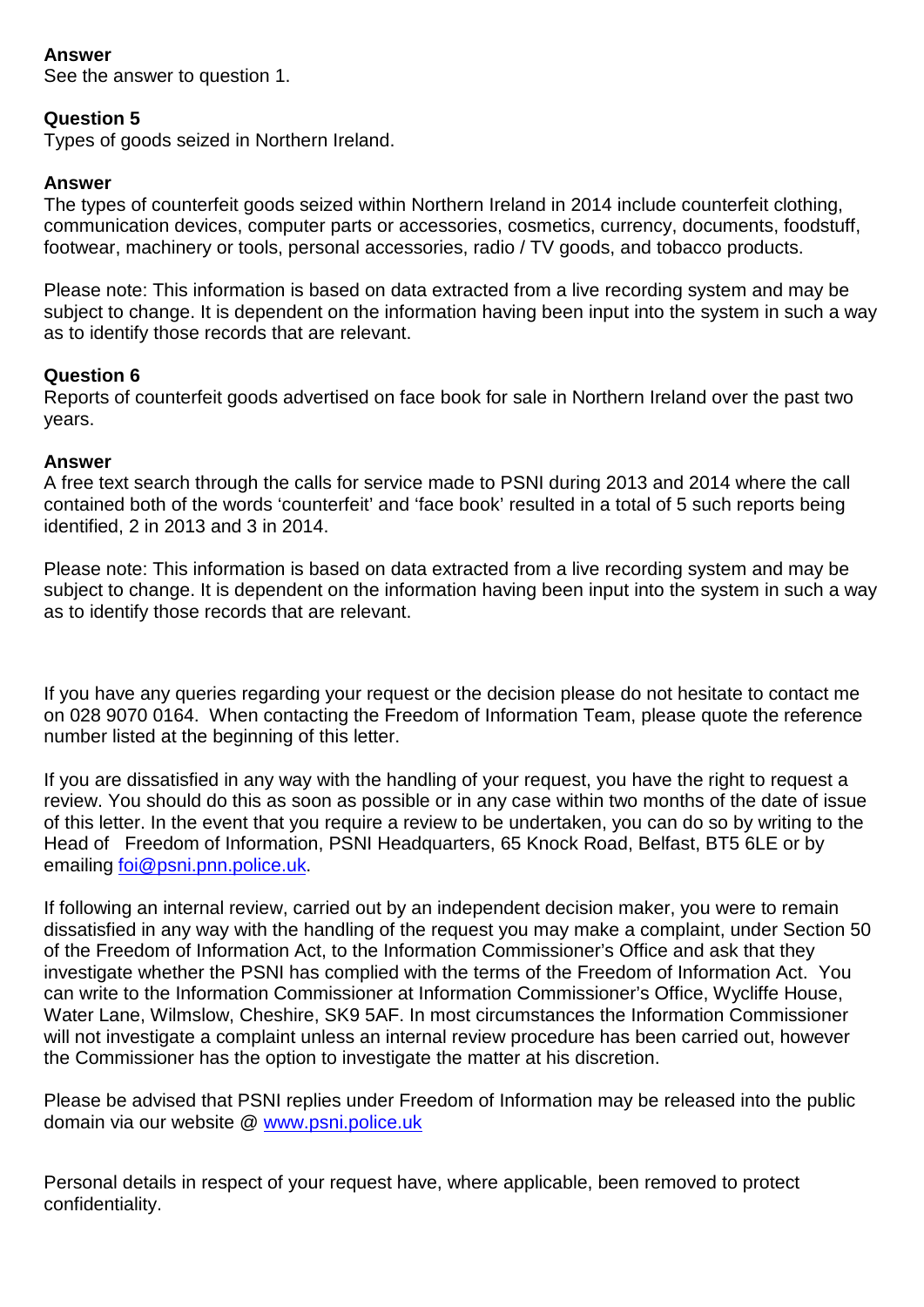**Answer**
See the answer to question 1.

**Question 5**
Types of goods seized in Northern Ireland.

**Answer**
The types of counterfeit goods seized within Northern Ireland in 2014 include counterfeit clothing, communication devices, computer parts or accessories, cosmetics, currency, documents, foodstuff, footwear, machinery or tools, personal accessories, radio / TV goods, and tobacco products.

Please note: This information is based on data extracted from a live recording system and may be subject to change. It is dependent on the information having been input into the system in such a way as to identify those records that are relevant.

**Question 6**
Reports of counterfeit goods advertised on face book for sale in Northern Ireland over the past two years.

**Answer**
A free text search through the calls for service made to PSNI during 2013 and 2014 where the call contained both of the words 'counterfeit' and 'face book' resulted in a total of 5 such reports being identified, 2 in 2013 and 3 in 2014.

Please note: This information is based on data extracted from a live recording system and may be subject to change. It is dependent on the information having been input into the system in such a way as to identify those records that are relevant.

If you have any queries regarding your request or the decision please do not hesitate to contact me on 028 9070 0164. When contacting the Freedom of Information Team, please quote the reference number listed at the beginning of this letter.

If you are dissatisfied in any way with the handling of your request, you have the right to request a review. You should do this as soon as possible or in any case within two months of the date of issue of this letter. In the event that you require a review to be undertaken, you can do so by writing to the Head of Freedom of Information, PSNI Headquarters, 65 Knock Road, Belfast, BT5 6LE or by emailing [foi@psni.pnn.police.uk](mailto:foi@psni.pnn.police.uk).

If following an internal review, carried out by an independent decision maker, you were to remain dissatisfied in any way with the handling of the request you may make a complaint, under Section 50 of the Freedom of Information Act, to the Information Commissioner's Office and ask that they investigate whether the PSNI has complied with the terms of the Freedom of Information Act. You can write to the Information Commissioner at Information Commissioner's Office, Wycliffe House, Water Lane, Wilmslow, Cheshire, SK9 5AF. In most circumstances the Information Commissioner will not investigate a complaint unless an internal review procedure has been carried out, however the Commissioner has the option to investigate the matter at his discretion.

Please be advised that PSNI replies under Freedom of Information may be released into the public domain via our website @ [www.psni.police.uk](http://www.psni.police.uk)

Personal details in respect of your request have, where applicable, been removed to protect confidentiality.